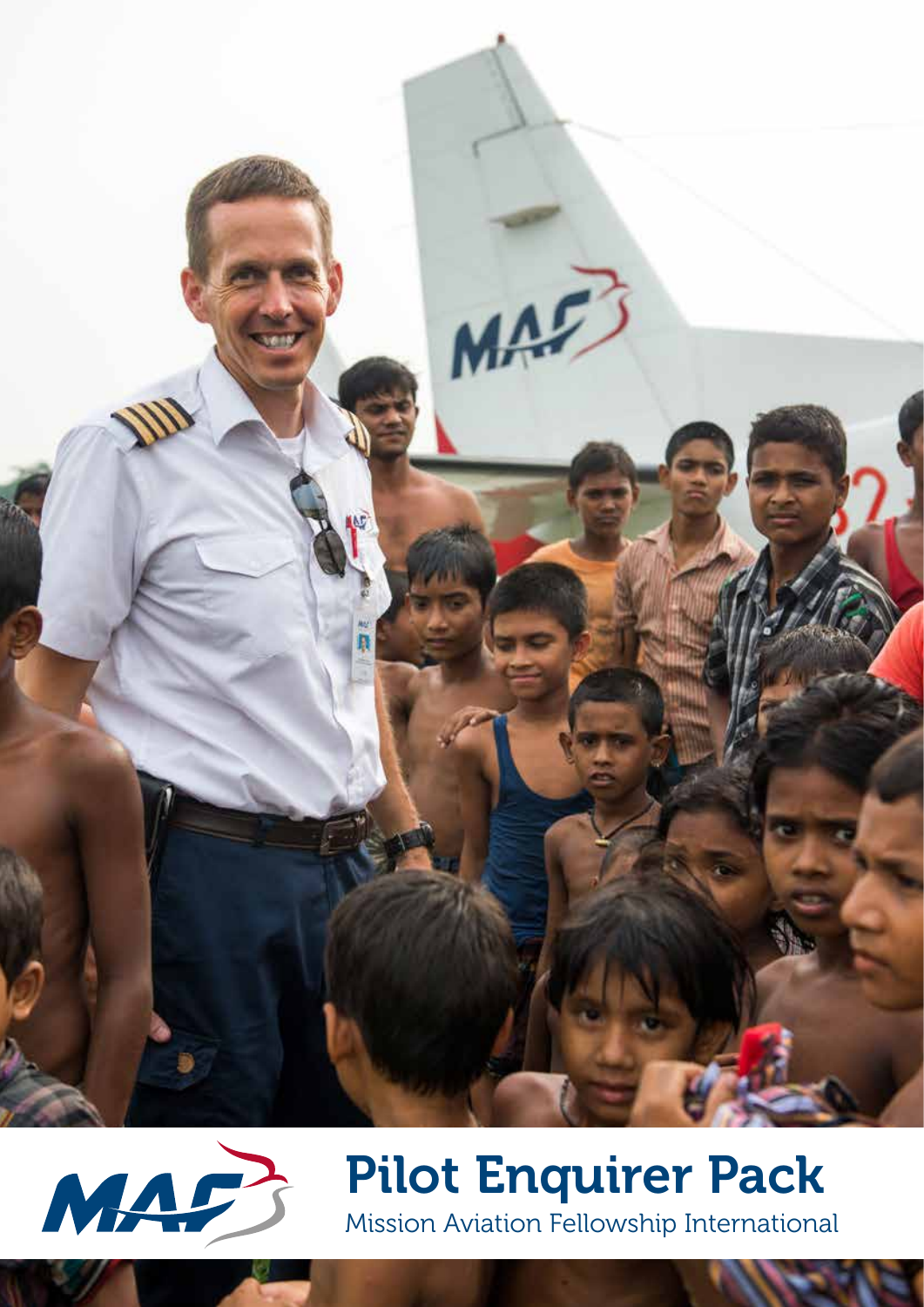# Pilot Enquirer Pack

Mission Aviation Fellowship International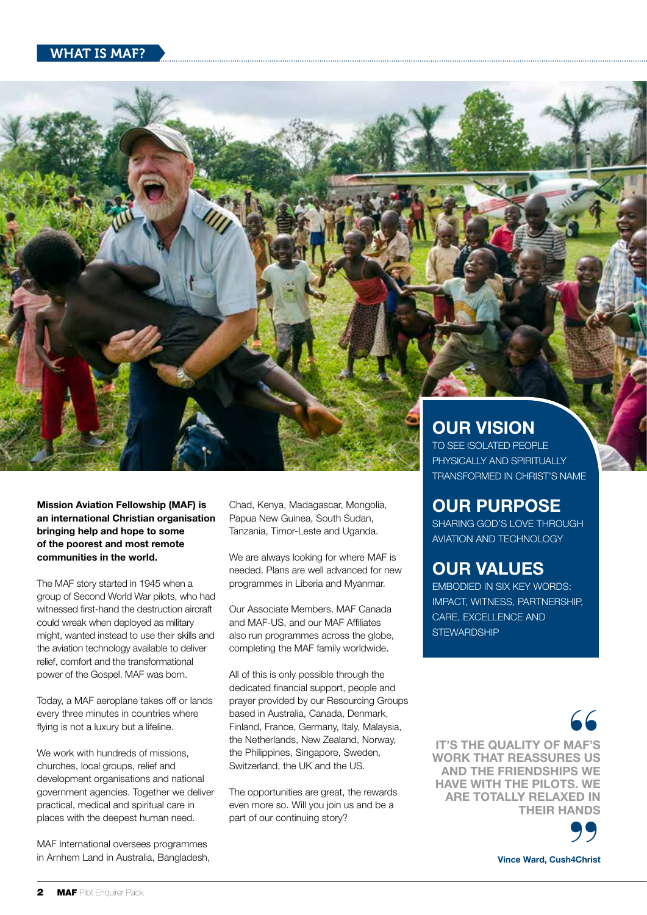# WHAT IS MAF?

## OUR VISION

TO SEE ISOLATED PEOPLE PHYSICALLY AND SPIRITUALLY TRANSFORMED IN CHRIST'S NAME

## OUR PURPOSE

SHARING GOD'S LOVE THROUGH AVIATION AND TECHNOLOGY

## OUR VALUES

EMBODIED IN SIX KEY WORDS: IMPACT, WITNESS, PARTNERSHIP, CARE, EXCELLENCE AND STEWARDSHIP

**Mission Aviation Fellowship (MAF) is an international Christian organisation bringing help and hope to some of the poorest and most remote communities in the world.**

The MAF story started in 1945 when a group of Second World War pilots, who had witnessed first-hand the destruction aircraft could wreak when deployed as military might, wanted instead to use their skills and the aviation technology available to deliver relief, comfort and the transformational power of the Gospel. MAF was born.

Today, a MAF aeroplane takes off or lands every three minutes in countries where flying is not a luxury but a lifeline.

We work with hundreds of missions, churches, local groups, relief and development organisations and national government agencies. Together we deliver practical, medical and spiritual care in places with the deepest human need.

MAF International oversees programmes in Arnhem Land in Australia, Bangladesh, Chad, Kenya, Madagascar, Mongolia, Papua New Guinea, South Sudan, Tanzania, Timor-Leste and Uganda.

We are always looking for where MAF is needed. Plans are well advanced for new programmes in Liberia and Myanmar.

Our Associate Members, MAF Canada and MAF-US, and our MAF Affiliates also run programmes across the globe, completing the MAF family worldwide.

All of this is only possible through the dedicated financial support, people and prayer provided by our Resourcing Groups based in Australia, Canada, Denmark, Finland, France, Germany, Italy, Malaysia, the Netherlands, New Zealand, Norway, the Philippines, Singapore, Sweden, Switzerland, the UK and the US.

The opportunities are great, the rewards even more so. Will you join us and be a part of our continuing story?

> "IT'S THE QUALITY OF MAF'S WORK THAT REASSURES US AND THE FRIENDSHIPS WE HAVE WITH THE PILOTS. WE ARE TOTALLY RELAXED IN THEIR HANDS"
>
> **Vince Ward, Cush4Christ**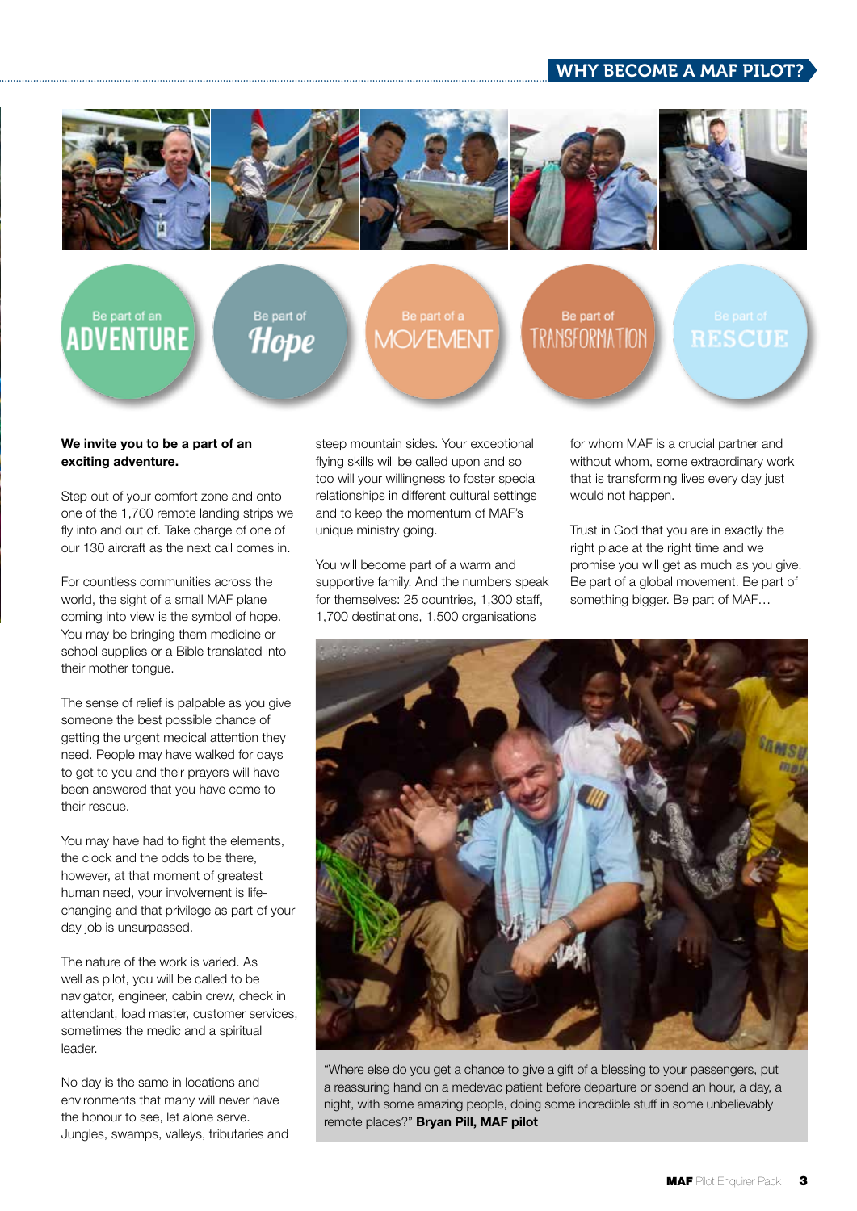## WHY BECOME A MAF PILOT?

Be part of an **ADVENTURE**

Be part of **Hope**

Be part of a **MOVEMENT**

Be part of **TRANSFORMATION**

Be part of **RESCUE**

**We invite you to be a part of an exciting adventure.**

Step out of your comfort zone and onto one of the 1,700 remote landing strips we fly into and out of. Take charge of one of our 130 aircraft as the next call comes in.

For countless communities across the world, the sight of a small MAF plane coming into view is the symbol of hope. You may be bringing them medicine or school supplies or a Bible translated into their mother tongue.

The sense of relief is palpable as you give someone the best possible chance of getting the urgent medical attention they need. People may have walked for days to get to you and their prayers will have been answered that you have come to their rescue.

You may have had to fight the elements, the clock and the odds to be there, however, at that moment of greatest human need, your involvement is life-changing and that privilege as part of your day job is unsurpassed.

The nature of the work is varied. As well as pilot, you will be called to be navigator, engineer, cabin crew, check in attendant, load master, customer services, sometimes the medic and a spiritual leader.

No day is the same in locations and environments that many will never have the honour to see, let alone serve. Jungles, swamps, valleys, tributaries and steep mountain sides. Your exceptional flying skills will be called upon and so too will your willingness to foster special relationships in different cultural settings and to keep the momentum of MAF's unique ministry going.

You will become part of a warm and supportive family. And the numbers speak for themselves: 25 countries, 1,300 staff, 1,700 destinations, 1,500 organisations for whom MAF is a crucial partner and without whom, some extraordinary work that is transforming lives every day just would not happen.

Trust in God that you are in exactly the right place at the right time and we promise you will get as much as you give. Be part of a global movement. Be part of something bigger. Be part of MAF…

"Where else do you get a chance to give a gift of a blessing to your passengers, put a reassuring hand on a medevac patient before departure or spend an hour, a day, a night, with some amazing people, doing some incredible stuff in some unbelievably remote places?" **Bryan Pill, MAF pilot**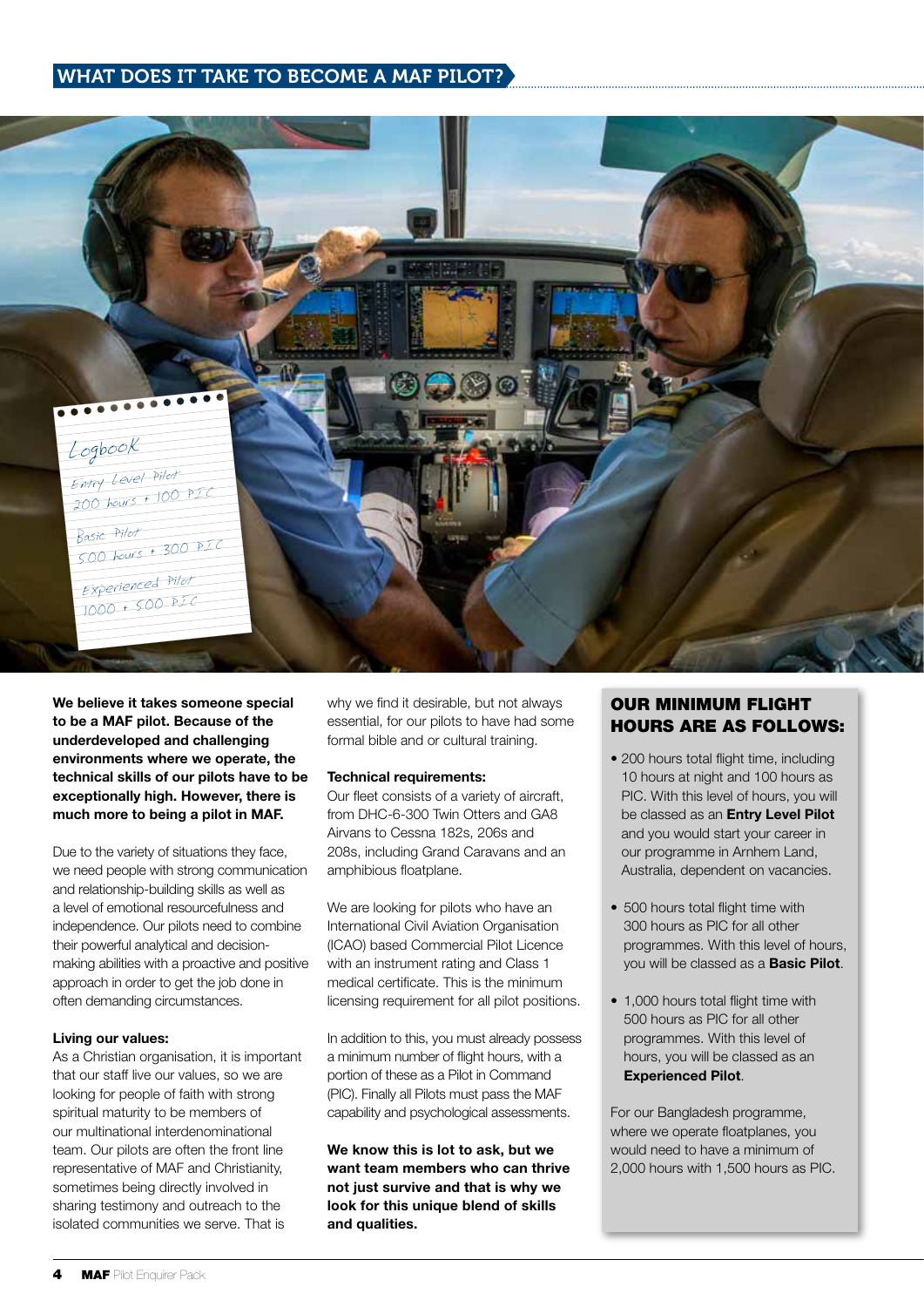# WHAT DOES IT TAKE TO BECOME A MAF PILOT?

Logbook

Entry Level Pilot
200 hours + 100 PIC

Basic Pilot
500 hours + 300 PIC

Experienced Pilot
1000 + 500 PIC

**We believe it takes someone special to be a MAF pilot. Because of the underdeveloped and challenging environments where we operate, the technical skills of our pilots have to be exceptionally high. However, there is much more to being a pilot in MAF.**

Due to the variety of situations they face, we need people with strong communication and relationship-building skills as well as a level of emotional resourcefulness and independence. Our pilots need to combine their powerful analytical and decision-making abilities with a proactive and positive approach in order to get the job done in often demanding circumstances.

**Living our values:**
As a Christian organisation, it is important that our staff live our values, so we are looking for people of faith with strong spiritual maturity to be members of our multinational interdenominational team. Our pilots are often the front line representative of MAF and Christianity, sometimes being directly involved in sharing testimony and outreach to the isolated communities we serve. That is why we find it desirable, but not always essential, for our pilots to have had some formal bible and or cultural training.

**Technical requirements:**
Our fleet consists of a variety of aircraft, from DHC-6-300 Twin Otters and GA8 Airvans to Cessna 182s, 206s and 208s, including Grand Caravans and an amphibious floatplane.

We are looking for pilots who have an International Civil Aviation Organisation (ICAO) based Commercial Pilot Licence with an instrument rating and Class 1 medical certificate. This is the minimum licensing requirement for all pilot positions.

In addition to this, you must already possess a minimum number of flight hours, with a portion of these as a Pilot in Command (PIC). Finally all Pilots must pass the MAF capability and psychological assessments.

**We know this is lot to ask, but we want team members who can thrive not just survive and that is why we look for this unique blend of skills and qualities.**

## OUR MINIMUM FLIGHT HOURS ARE AS FOLLOWS:

- 200 hours total flight time, including 10 hours at night and 100 hours as PIC. With this level of hours, you will be classed as an **Entry Level Pilot** and you would start your career in our programme in Arnhem Land, Australia, dependent on vacancies.
- 500 hours total flight time with 300 hours as PIC for all other programmes. With this level of hours, you will be classed as a **Basic Pilot**.
- 1,000 hours total flight time with 500 hours as PIC for all other programmes. With this level of hours, you will be classed as an **Experienced Pilot**.

For our Bangladesh programme, where we operate floatplanes, you would need to have a minimum of 2,000 hours with 1,500 hours as PIC.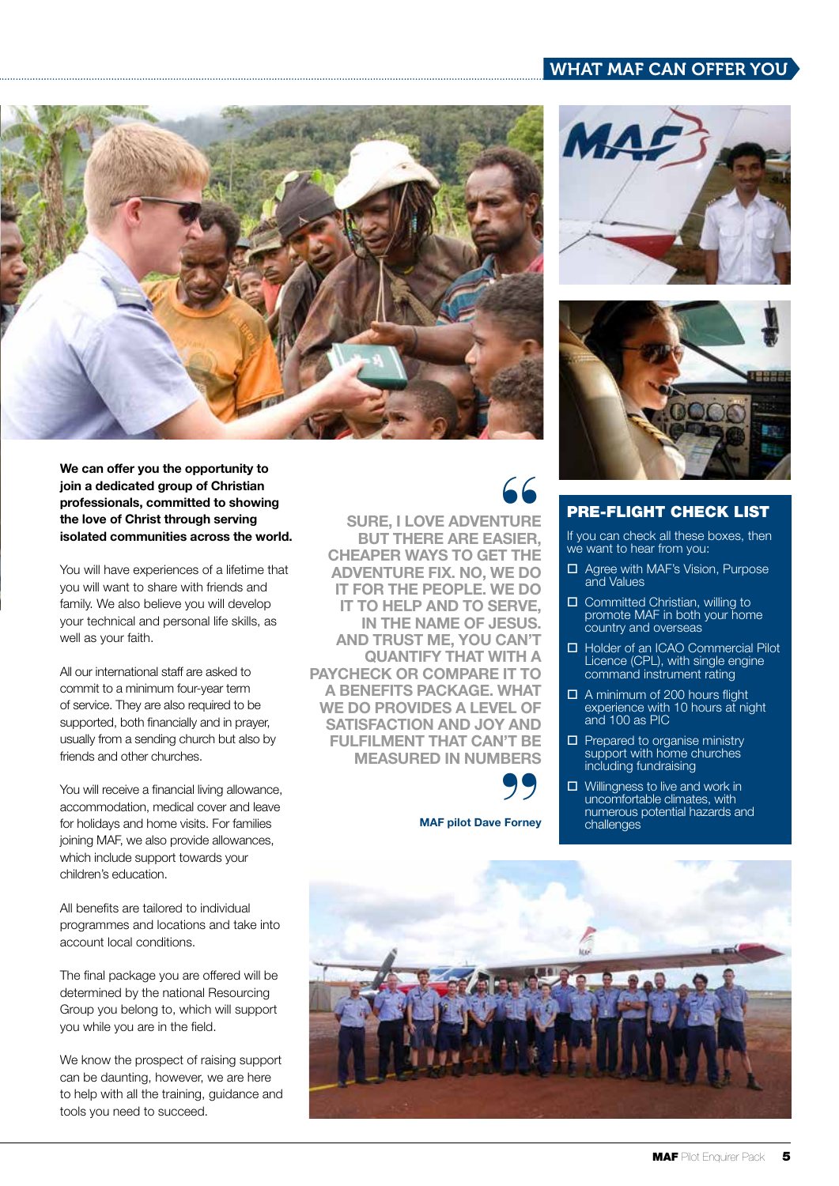# WHAT MAF CAN OFFER YOU

**We can offer you the opportunity to join a dedicated group of Christian professionals, committed to showing the love of Christ through serving isolated communities across the world.**

You will have experiences of a lifetime that you will want to share with friends and family. We also believe you will develop your technical and personal life skills, as well as your faith.

All our international staff are asked to commit to a minimum four-year term of service. They are also required to be supported, both financially and in prayer, usually from a sending church but also by friends and other churches.

You will receive a financial living allowance, accommodation, medical cover and leave for holidays and home visits. For families joining MAF, we also provide allowances, which include support towards your children's education.

All benefits are tailored to individual programmes and locations and take into account local conditions.

The final package you are offered will be determined by the national Resourcing Group you belong to, which will support you while you are in the field.

We know the prospect of raising support can be daunting, however, we are here to help with all the training, guidance and tools you need to succeed.

> "SURE, I LOVE ADVENTURE BUT THERE ARE EASIER, CHEAPER WAYS TO GET THE ADVENTURE FIX. NO, WE DO IT FOR THE PEOPLE. WE DO IT TO HELP AND TO SERVE, IN THE NAME OF JESUS. AND TRUST ME, YOU CAN'T QUANTIFY THAT WITH A PAYCHECK OR COMPARE IT TO A BENEFITS PACKAGE. WHAT WE DO PROVIDES A LEVEL OF SATISFACTION AND JOY AND FULFILMENT THAT CAN'T BE MEASURED IN NUMBERS"
>
> **MAF pilot Dave Forney**

## PRE-FLIGHT CHECK LIST

If you can check all these boxes, then we want to hear from you:

- ☐ Agree with MAF's Vision, Purpose and Values
- ☐ Committed Christian, willing to promote MAF in both your home country and overseas
- ☐ Holder of an ICAO Commercial Pilot Licence (CPL), with single engine command instrument rating
- ☐ A minimum of 200 hours flight experience with 10 hours at night and 100 as PIC
- ☐ Prepared to organise ministry support with home churches including fundraising
- ☐ Willingness to live and work in uncomfortable climates, with numerous potential hazards and challenges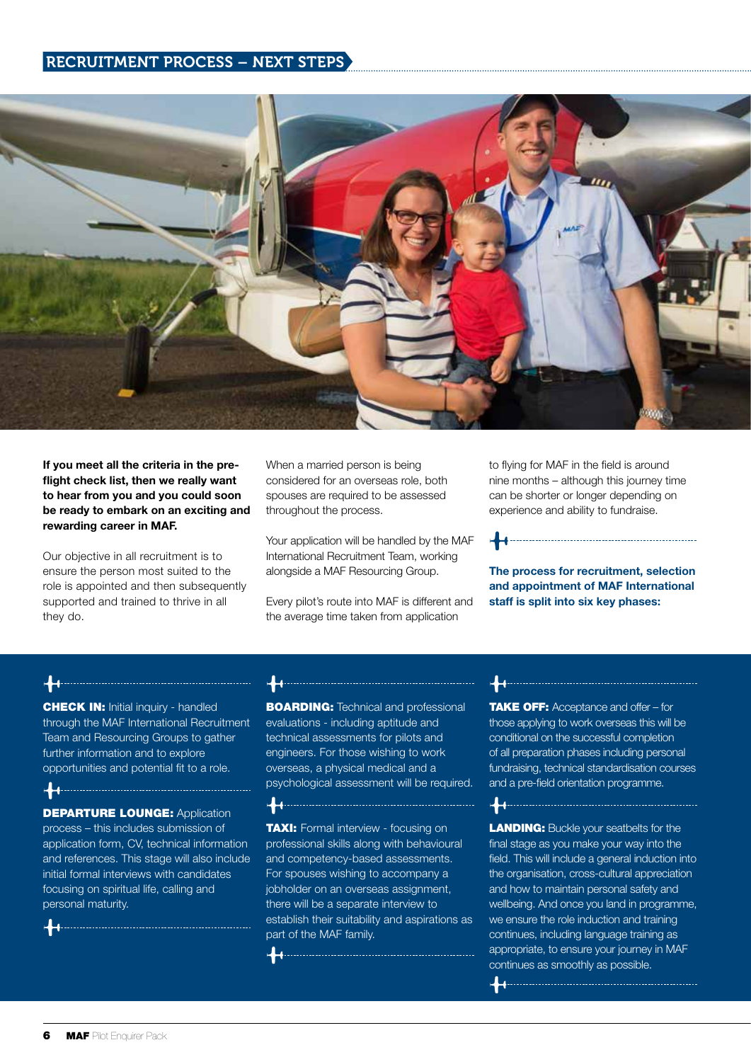## RECRUITMENT PROCESS – NEXT STEPS

**If you meet all the criteria in the pre-flight check list, then we really want to hear from you and you could soon be ready to embark on an exciting and rewarding career in MAF.**

Our objective in all recruitment is to ensure the person most suited to the role is appointed and then subsequently supported and trained to thrive in all they do.

When a married person is being considered for an overseas role, both spouses are required to be assessed throughout the process.

Your application will be handled by the MAF International Recruitment Team, working alongside a MAF Resourcing Group.

Every pilot's route into MAF is different and the average time taken from application to flying for MAF in the field is around nine months – although this journey time can be shorter or longer depending on experience and ability to fundraise.

**The process for recruitment, selection and appointment of MAF International staff is split into six key phases:**

**CHECK IN:** Initial inquiry - handled through the MAF International Recruitment Team and Resourcing Groups to gather further information and to explore opportunities and potential fit to a role.

**DEPARTURE LOUNGE:** Application process – this includes submission of application form, CV, technical information and references. This stage will also include initial formal interviews with candidates focusing on spiritual life, calling and personal maturity.

**BOARDING:** Technical and professional evaluations - including aptitude and technical assessments for pilots and engineers. For those wishing to work overseas, a physical medical and a psychological assessment will be required.

**TAXI:** Formal interview - focusing on professional skills along with behavioural and competency-based assessments. For spouses wishing to accompany a jobholder on an overseas assignment, there will be a separate interview to establish their suitability and aspirations as part of the MAF family.

**TAKE OFF:** Acceptance and offer – for those applying to work overseas this will be conditional on the successful completion of all preparation phases including personal fundraising, technical standardisation courses and a pre-field orientation programme.

**LANDING:** Buckle your seatbelts for the final stage as you make your way into the field. This will include a general induction into the organisation, cross-cultural appreciation and how to maintain personal safety and wellbeing. And once you land in programme, we ensure the role induction and training continues, including language training as appropriate, to ensure your journey in MAF continues as smoothly as possible.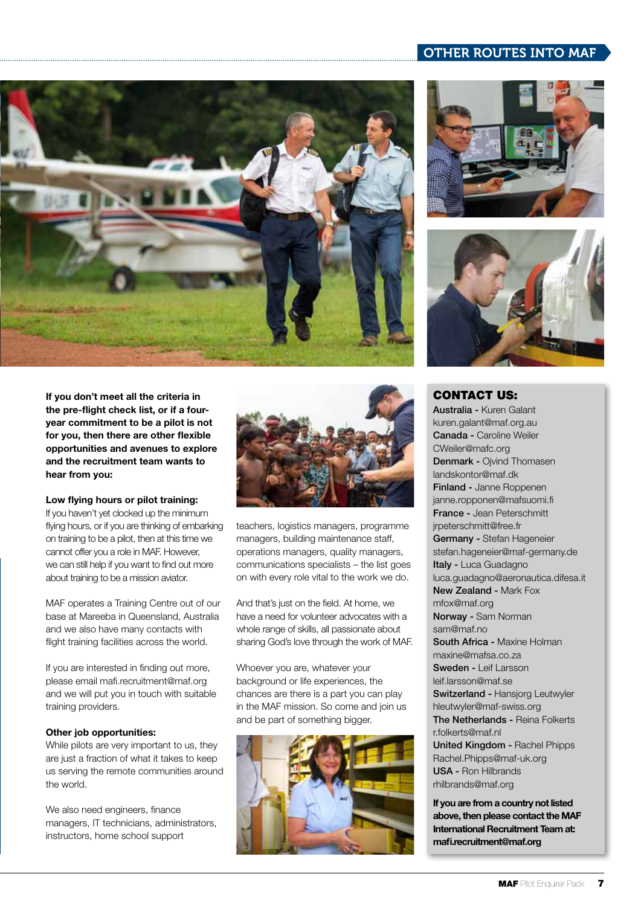# OTHER ROUTES INTO MAF

**If you don't meet all the criteria in the pre-flight check list, or if a four-year commitment to be a pilot is not for you, then there are other flexible opportunities and avenues to explore and the recruitment team wants to hear from you:**

**Low flying hours or pilot training:**
If you haven't yet clocked up the minimum flying hours, or if you are thinking of embarking on training to be a pilot, then at this time we cannot offer you a role in MAF. However, we can still help if you want to find out more about training to be a mission aviator.

MAF operates a Training Centre out of our base at Mareeba in Queensland, Australia and we also have many contacts with flight training facilities across the world.

If you are interested in finding out more, please email mafi.recruitment@maf.org and we will put you in touch with suitable training providers.

**Other job opportunities:**
While pilots are very important to us, they are just a fraction of what it takes to keep us serving the remote communities around the world.

We also need engineers, finance managers, IT technicians, administrators, instructors, home school support teachers, logistics managers, programme managers, building maintenance staff, operations managers, quality managers, communications specialists – the list goes on with every role vital to the work we do.

And that's just on the field. At home, we have a need for volunteer advocates with a whole range of skills, all passionate about sharing God's love through the work of MAF.

Whoever you are, whatever your background or life experiences, the chances are there is a part you can play in the MAF mission. So come and join us and be part of something bigger.

## CONTACT US:

**Australia** - Kuren Galant
kuren.galant@maf.org.au
**Canada** - Caroline Weiler
CWeiler@mafc.org
**Denmark** - Ojvind Thomasen
landskontor@maf.dk
**Finland** - Janne Roppenen
janne.ropponen@mafsuomi.fi
**France** - Jean Peterschmitt
jrpeterschmitt@free.fr
**Germany** - Stefan Hageneier
stefan.hageneier@maf-germany.de
**Italy** - Luca Guadagno
luca.guadagno@aeronautica.difesa.it
**New Zealand** - Mark Fox
mfox@maf.org
**Norway** - Sam Norman
sam@maf.no
**South Africa** - Maxine Holman
maxine@mafsa.co.za
**Sweden** - Leif Larsson
leif.larsson@maf.se
**Switzerland** - Hansjorg Leutwyler
hleutwyler@maf-swiss.org
**The Netherlands** - Reina Folkerts
r.folkerts@maf.nl
**United Kingdom** - Rachel Phipps
Rachel.Phipps@maf-uk.org
**USA** - Ron Hilbrands
rhilbrands@maf.org

**If you are from a country not listed above, then please contact the MAF International Recruitment Team at: mafi.recruitment@maf.org**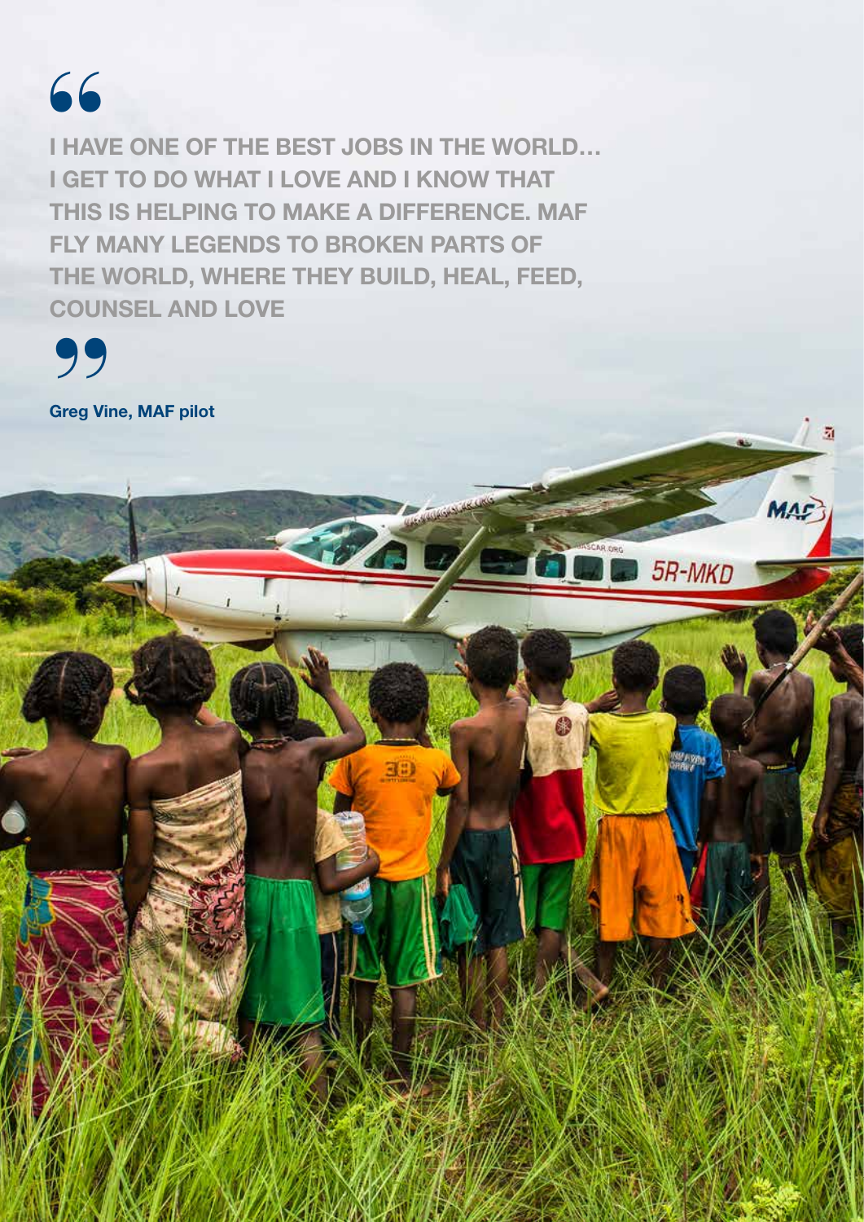> I HAVE ONE OF THE BEST JOBS IN THE WORLD… I GET TO DO WHAT I LOVE AND I KNOW THAT THIS IS HELPING TO MAKE A DIFFERENCE. MAF FLY MANY LEGENDS TO BROKEN PARTS OF THE WORLD, WHERE THEY BUILD, HEAL, FEED, COUNSEL AND LOVE

**Greg Vine, MAF pilot**